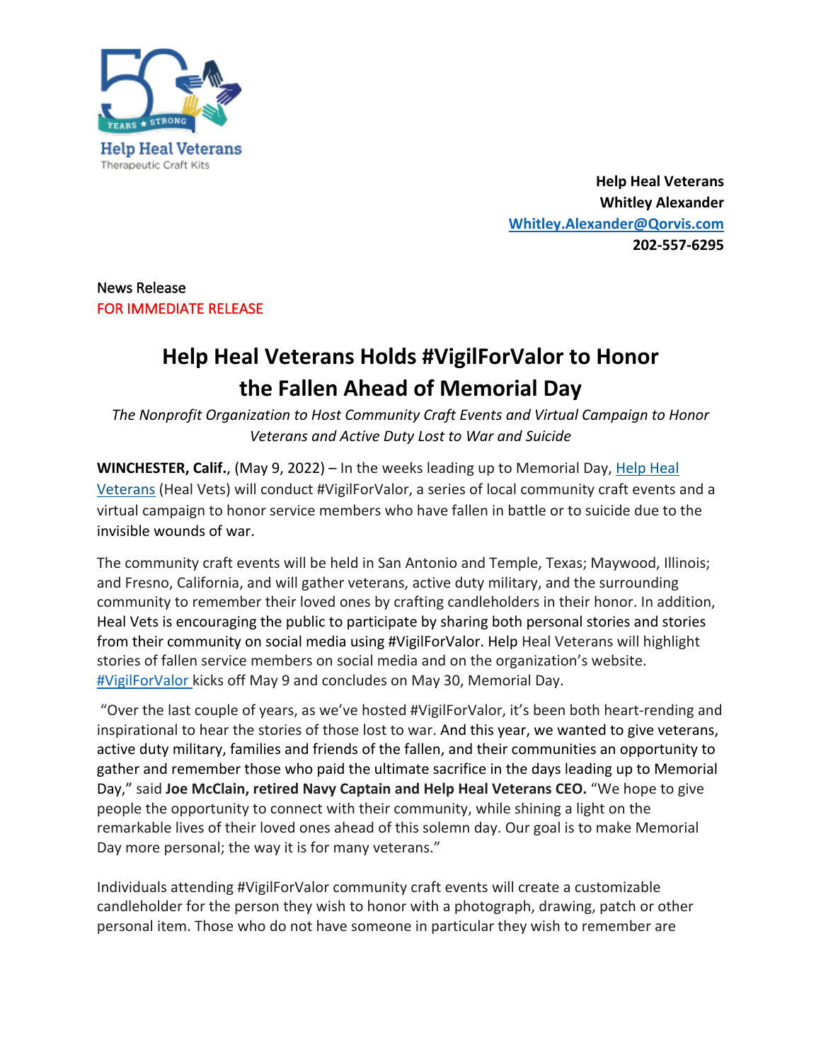Help Heal Veterans
Therapeutic Craft Kits

**Help Heal Veterans**
**Whitley Alexander**
**[Whitley.Alexander@Qorvis.com](mailto:Whitley.Alexander@Qorvis.com)**
**202-557-6295**

News Release
FOR IMMEDIATE RELEASE

# Help Heal Veterans Holds #VigilForValor to Honor the Fallen Ahead of Memorial Day

*The Nonprofit Organization to Host Community Craft Events and Virtual Campaign to Honor Veterans and Active Duty Lost to War and Suicide*

**WINCHESTER, Calif.**, (May 9, 2022) – In the weeks leading up to Memorial Day, Help Heal Veterans (Heal Vets) will conduct #VigilForValor, a series of local community craft events and a virtual campaign to honor service members who have fallen in battle or to suicide due to the invisible wounds of war.

The community craft events will be held in San Antonio and Temple, Texas; Maywood, Illinois; and Fresno, California, and will gather veterans, active duty military, and the surrounding community to remember their loved ones by crafting candleholders in their honor. In addition, Heal Vets is encouraging the public to participate by sharing both personal stories and stories from their community on social media using #VigilForValor. Help Heal Veterans will highlight stories of fallen service members on social media and on the organization's website. #VigilForValor kicks off May 9 and concludes on May 30, Memorial Day.

"Over the last couple of years, as we've hosted #VigilForValor, it's been both heart-rending and inspirational to hear the stories of those lost to war. And this year, we wanted to give veterans, active duty military, families and friends of the fallen, and their communities an opportunity to gather and remember those who paid the ultimate sacrifice in the days leading up to Memorial Day," said **Joe McClain, retired Navy Captain and Help Heal Veterans CEO.** "We hope to give people the opportunity to connect with their community, while shining a light on the remarkable lives of their loved ones ahead of this solemn day. Our goal is to make Memorial Day more personal; the way it is for many veterans."

Individuals attending #VigilForValor community craft events will create a customizable candleholder for the person they wish to honor with a photograph, drawing, patch or other personal item. Those who do not have someone in particular they wish to remember are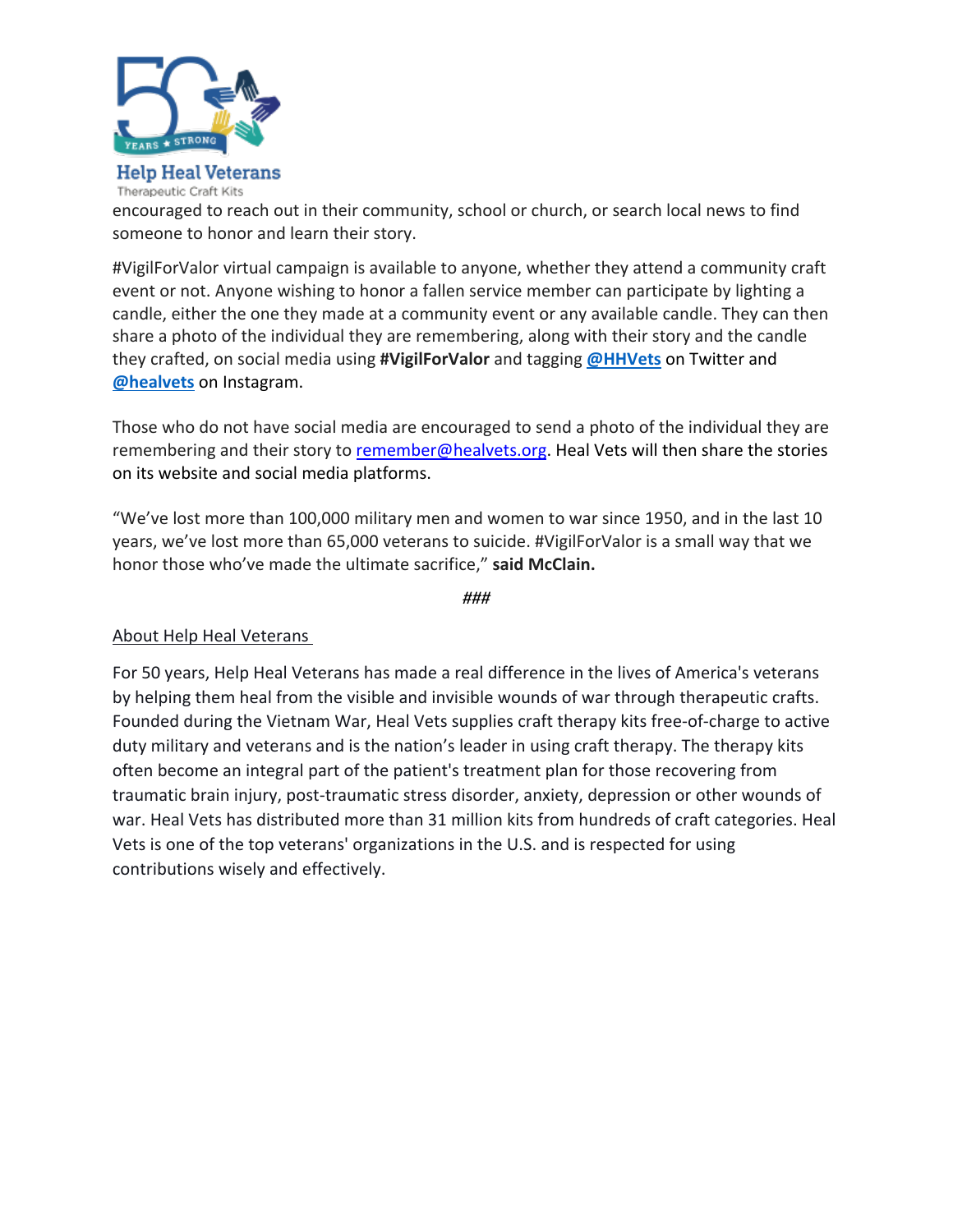encouraged to reach out in their community, school or church, or search local news to find someone to honor and learn their story.

#VigilForValor virtual campaign is available to anyone, whether they attend a community craft event or not. Anyone wishing to honor a fallen service member can participate by lighting a candle, either the one they made at a community event or any available candle. They can then share a photo of the individual they are remembering, along with their story and the candle they crafted, on social media using **#VigilForValor** and tagging **@HHVets** on Twitter and **@healvets** on Instagram.

Those who do not have social media are encouraged to send a photo of the individual they are remembering and their story to remember@healvets.org. Heal Vets will then share the stories on its website and social media platforms.

"We've lost more than 100,000 military men and women to war since 1950, and in the last 10 years, we've lost more than 65,000 veterans to suicide. #VigilForValor is a small way that we honor those who've made the ultimate sacrifice," **said McClain.**

*###*

About Help Heal Veterans

For 50 years, Help Heal Veterans has made a real difference in the lives of America's veterans by helping them heal from the visible and invisible wounds of war through therapeutic crafts. Founded during the Vietnam War, Heal Vets supplies craft therapy kits free-of-charge to active duty military and veterans and is the nation's leader in using craft therapy. The therapy kits often become an integral part of the patient's treatment plan for those recovering from traumatic brain injury, post-traumatic stress disorder, anxiety, depression or other wounds of war. Heal Vets has distributed more than 31 million kits from hundreds of craft categories. Heal Vets is one of the top veterans' organizations in the U.S. and is respected for using contributions wisely and effectively.